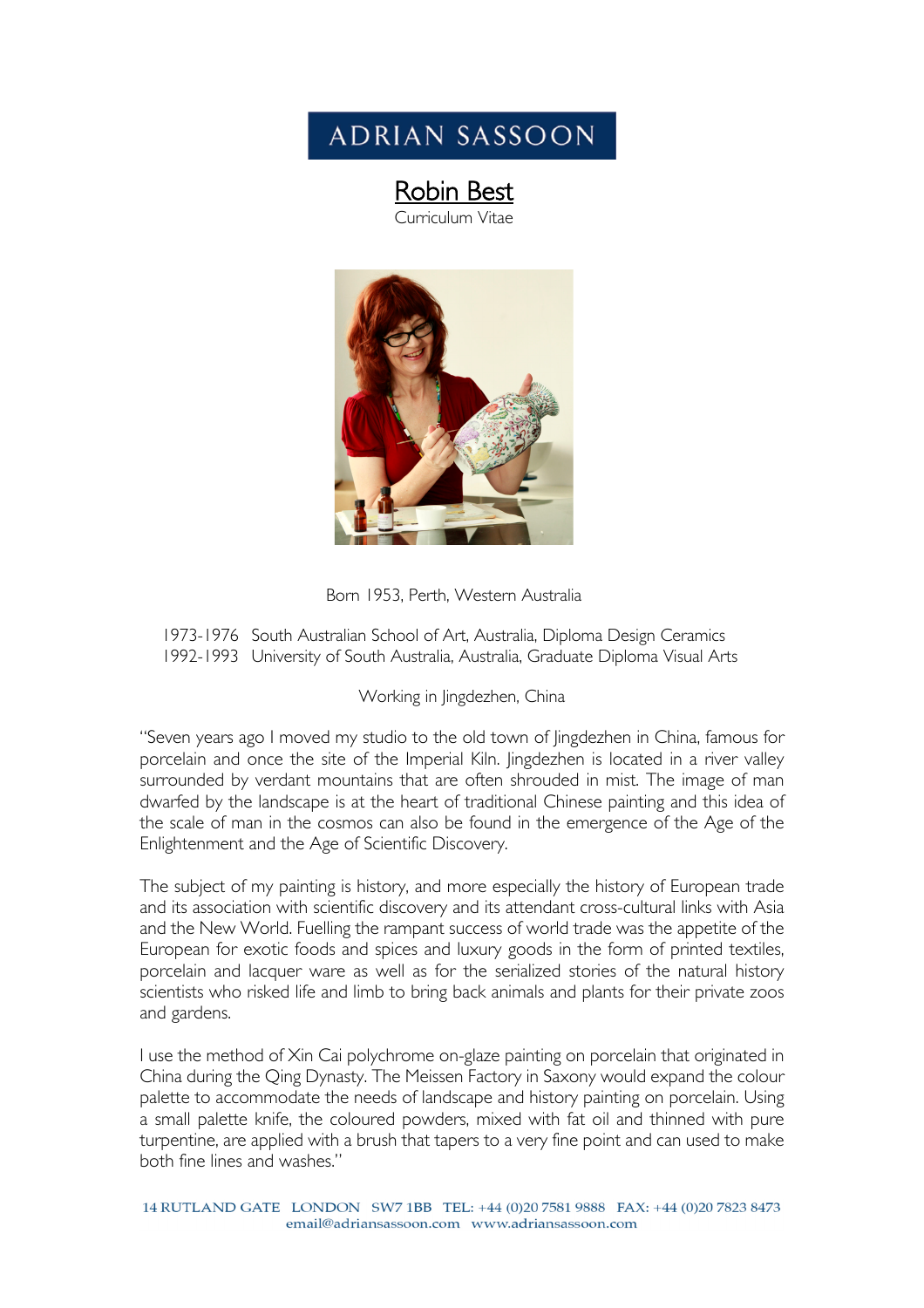ADRIAN SASSOON

# Robin Best

Curriculum Vitae

Born 1953, Perth, Western Australia

1973-1976 South Australian School of Art, Australia, Diploma Design Ceramics
1992-1993 University of South Australia, Australia, Graduate Diploma Visual Arts

Working in Jingdezhen, China

"Seven years ago I moved my studio to the old town of Jingdezhen in China, famous for porcelain and once the site of the Imperial Kiln. Jingdezhen is located in a river valley surrounded by verdant mountains that are often shrouded in mist. The image of man dwarfed by the landscape is at the heart of traditional Chinese painting and this idea of the scale of man in the cosmos can also be found in the emergence of the Age of the Enlightenment and the Age of Scientific Discovery.

The subject of my painting is history, and more especially the history of European trade and its association with scientific discovery and its attendant cross-cultural links with Asia and the New World. Fuelling the rampant success of world trade was the appetite of the European for exotic foods and spices and luxury goods in the form of printed textiles, porcelain and lacquer ware as well as for the serialized stories of the natural history scientists who risked life and limb to bring back animals and plants for their private zoos and gardens.

I use the method of Xin Cai polychrome on-glaze painting on porcelain that originated in China during the Qing Dynasty. The Meissen Factory in Saxony would expand the colour palette to accommodate the needs of landscape and history painting on porcelain. Using a small palette knife, the coloured powders, mixed with fat oil and thinned with pure turpentine, are applied with a brush that tapers to a very fine point and can used to make both fine lines and washes."

14 RUTLAND GATE LONDON SW7 1BB TEL: +44 (0)20 7581 9888 FAX: +44 (0)20 7823 8473
email@adriansassoon.com www.adriansassoon.com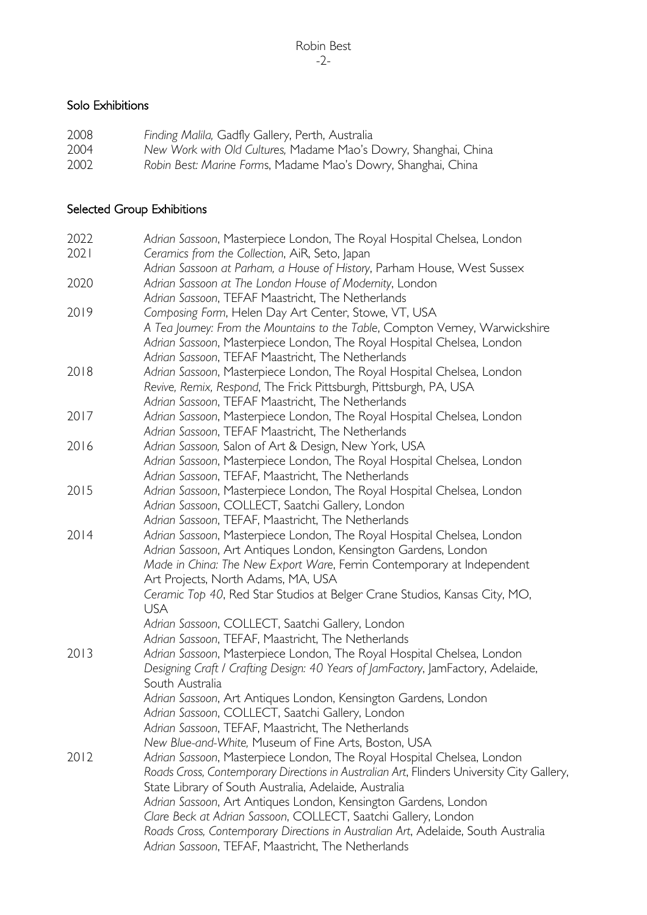## Solo Exhibitions

2008 *Finding Malila,* Gadfly Gallery, Perth, Australia
2004 *New Work with Old Cultures,* Madame Mao's Dowry, Shanghai, China
2002 *Robin Best: Marine Forms*, Madame Mao's Dowry, Shanghai, China

## Selected Group Exhibitions

2022 *Adrian Sassoon*, Masterpiece London, The Royal Hospital Chelsea, London

2021 *Ceramics from the Collection*, AiR, Seto, Japan
*Adrian Sassoon at Parham, a House of History*, Parham House, West Sussex

2020 *Adrian Sassoon at The London House of Modernity*, London
*Adrian Sassoon*, TEFAF Maastricht, The Netherlands

2019 *Composing Form*, Helen Day Art Center, Stowe, VT, USA
*A Tea Journey: From the Mountains to the Table*, Compton Verney, Warwickshire
*Adrian Sassoon*, Masterpiece London, The Royal Hospital Chelsea, London
*Adrian Sassoon*, TEFAF Maastricht, The Netherlands

2018 *Adrian Sassoon*, Masterpiece London, The Royal Hospital Chelsea, London
*Revive, Remix, Respond*, The Frick Pittsburgh, Pittsburgh, PA, USA
*Adrian Sassoon*, TEFAF Maastricht, The Netherlands

2017 *Adrian Sassoon*, Masterpiece London, The Royal Hospital Chelsea, London
*Adrian Sassoon*, TEFAF Maastricht, The Netherlands

2016 *Adrian Sassoon,* Salon of Art & Design, New York, USA
*Adrian Sassoon*, Masterpiece London, The Royal Hospital Chelsea, London
*Adrian Sassoon*, TEFAF, Maastricht, The Netherlands

2015 *Adrian Sassoon*, Masterpiece London, The Royal Hospital Chelsea, London
*Adrian Sassoon*, COLLECT, Saatchi Gallery, London
*Adrian Sassoon*, TEFAF, Maastricht, The Netherlands

2014 *Adrian Sassoon*, Masterpiece London, The Royal Hospital Chelsea, London
*Adrian Sassoon*, Art Antiques London, Kensington Gardens, London
*Made in China: The New Export Ware*, Ferrin Contemporary at Independent Art Projects, North Adams, MA, USA
*Ceramic Top 40*, Red Star Studios at Belger Crane Studios, Kansas City, MO, USA
*Adrian Sassoon*, COLLECT, Saatchi Gallery, London
*Adrian Sassoon*, TEFAF, Maastricht, The Netherlands

2013 *Adrian Sassoon*, Masterpiece London, The Royal Hospital Chelsea, London
*Designing Craft / Crafting Design: 40 Years of JamFactory*, JamFactory, Adelaide, South Australia
*Adrian Sassoon*, Art Antiques London, Kensington Gardens, London
*Adrian Sassoon*, COLLECT, Saatchi Gallery, London
*Adrian Sassoon*, TEFAF, Maastricht, The Netherlands
*New Blue-and-White,* Museum of Fine Arts, Boston, USA

2012 *Adrian Sassoon*, Masterpiece London, The Royal Hospital Chelsea, London
*Roads Cross, Contemporary Directions in Australian Art*, Flinders University City Gallery, State Library of South Australia, Adelaide, Australia
*Adrian Sassoon*, Art Antiques London, Kensington Gardens, London
*Clare Beck at Adrian Sassoon*, COLLECT, Saatchi Gallery, London
*Roads Cross, Contemporary Directions in Australian Art*, Adelaide, South Australia
*Adrian Sassoon*, TEFAF, Maastricht, The Netherlands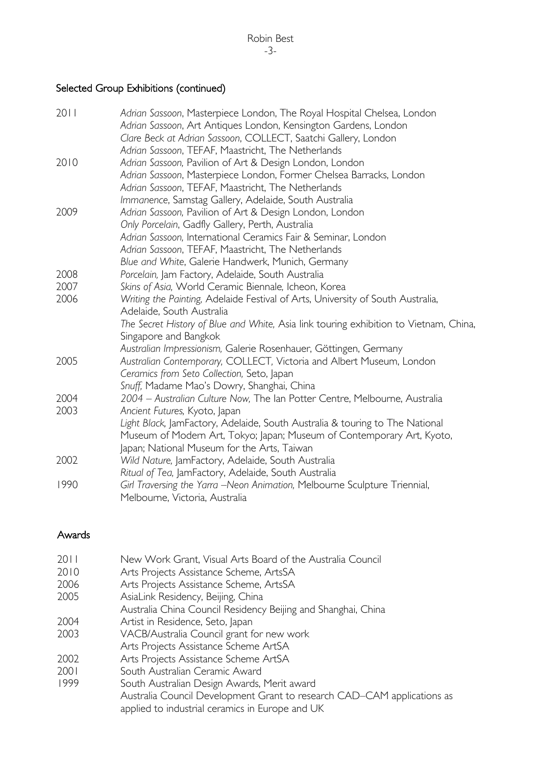## Selected Group Exhibitions (continued)

| | |
|---|---|
| 2011 | *Adrian Sassoon*, Masterpiece London, The Royal Hospital Chelsea, London |
| | *Adrian Sassoon*, Art Antiques London, Kensington Gardens, London |
| | *Clare Beck at Adrian Sassoon*, COLLECT, Saatchi Gallery, London |
| | *Adrian Sassoon*, TEFAF, Maastricht, The Netherlands |
| 2010 | *Adrian Sassoon,* Pavilion of Art & Design London, London |
| | *Adrian Sassoon*, Masterpiece London, Former Chelsea Barracks, London |
| | *Adrian Sassoon*, TEFAF, Maastricht, The Netherlands |
| | *Immanence*, Samstag Gallery, Adelaide, South Australia |
| 2009 | *Adrian Sassoon,* Pavilion of Art & Design London, London |
| | *Only Porcelain*, Gadfly Gallery, Perth, Australia |
| | *Adrian Sassoon,* International Ceramics Fair & Seminar, London |
| | *Adrian Sassoon*, TEFAF, Maastricht, The Netherlands |
| | *Blue and White*, Galerie Handwerk, Munich, Germany |
| 2008 | *Porcelain,* Jam Factory, Adelaide, South Australia |
| 2007 | *Skins of Asia,* World Ceramic Biennale*,* Icheon, Korea |
| 2006 | *Writing the Painting,* Adelaide Festival of Arts, University of South Australia, Adelaide, South Australia |
| | *The Secret History of Blue and White,* Asia link touring exhibition to Vietnam, China, Singapore and Bangkok |
| | *Australian Impressionism,* Galerie Rosenhauer, Göttingen, Germany |
| 2005 | *Australian Contemporary,* COLLECT, Victoria and Albert Museum, London |
| | *Ceramics from Seto Collection,* Seto, Japan |
| | *Snuff,* Madame Mao's Dowry, Shanghai, China |
| 2004 | *2004 – Australian Culture Now,* The Ian Potter Centre, Melbourne, Australia |
| 2003 | *Ancient Futures,* Kyoto, Japan |
| | *Light Black,* JamFactory, Adelaide, South Australia & touring to The National Museum of Modern Art, Tokyo; Japan; Museum of Contemporary Art, Kyoto, Japan; National Museum for the Arts, Taiwan |
| 2002 | *Wild Nature,* JamFactory, Adelaide, South Australia |
| | *Ritual of Tea,* JamFactory, Adelaide, South Australia |
| 1990 | *Girl Traversing the Yarra –Neon Animation,* Melbourne Sculpture Triennial, Melbourne, Victoria, Australia |

## Awards

| | |
|---|---|
| 2011 | New Work Grant, Visual Arts Board of the Australia Council |
| 2010 | Arts Projects Assistance Scheme, ArtsSA |
| 2006 | Arts Projects Assistance Scheme, ArtsSA |
| 2005 | AsiaLink Residency, Beijing, China |
| | Australia China Council Residency Beijing and Shanghai, China |
| 2004 | Artist in Residence, Seto, Japan |
| 2003 | VACB/Australia Council grant for new work |
| | Arts Projects Assistance Scheme ArtSA |
| 2002 | Arts Projects Assistance Scheme ArtSA |
| 2001 | South Australian Ceramic Award |
| 1999 | South Australian Design Awards, Merit award |
| | Australia Council Development Grant to research CAD–CAM applications as applied to industrial ceramics in Europe and UK |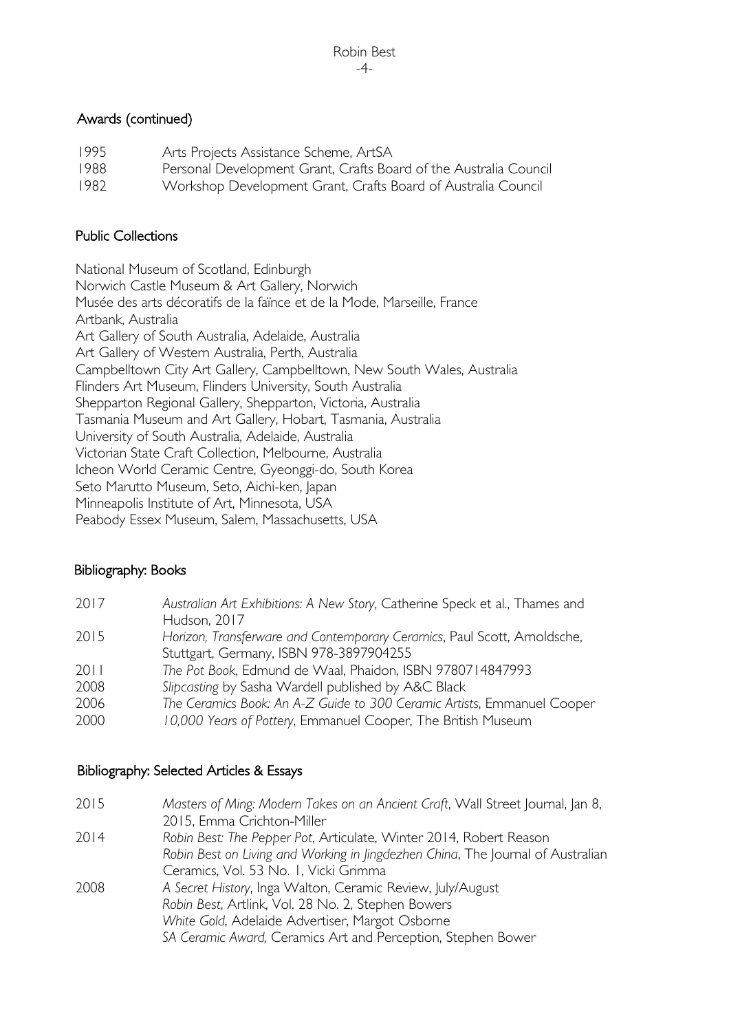## Awards (continued)

| | |
|---|---|
| 1995 | Arts Projects Assistance Scheme, ArtSA |
| 1988 | Personal Development Grant, Crafts Board of the Australia Council |
| 1982 | Workshop Development Grant, Crafts Board of Australia Council |

## Public Collections

National Museum of Scotland, Edinburgh
Norwich Castle Museum & Art Gallery, Norwich
Musée des arts décoratifs de la faïnce et de la Mode, Marseille, France
Artbank, Australia
Art Gallery of South Australia, Adelaide, Australia
Art Gallery of Western Australia, Perth, Australia
Campbelltown City Art Gallery, Campbelltown, New South Wales, Australia
Flinders Art Museum, Flinders University, South Australia
Shepparton Regional Gallery, Shepparton, Victoria, Australia
Tasmania Museum and Art Gallery, Hobart, Tasmania, Australia
University of South Australia, Adelaide, Australia
Victorian State Craft Collection, Melbourne, Australia
Icheon World Ceramic Centre, Gyeonggi-do, South Korea
Seto Marutto Museum, Seto, Aichi-ken, Japan
Minneapolis Institute of Art, Minnesota, USA
Peabody Essex Museum, Salem, Massachusetts, USA

## Bibliography: Books

| | |
|---|---|
| 2017 | *Australian Art Exhibitions: A New Story*, Catherine Speck et al., Thames and Hudson, 2017 |
| 2015 | *Horizon, Transferware and Contemporary Ceramics*, Paul Scott, Arnoldsche, Stuttgart, Germany, ISBN 978-3897904255 |
| 2011 | *The Pot Book*, Edmund de Waal, Phaidon, ISBN 9780714847993 |
| 2008 | *Slipcasting* by Sasha Wardell published by A&C Black |
| 2006 | *The Ceramics Book: An A-Z Guide to 300 Ceramic Artists*, Emmanuel Cooper |
| 2000 | *10,000 Years of Pottery*, Emmanuel Cooper, The British Museum |

## Bibliography: Selected Articles & Essays

| | |
|---|---|
| 2015 | *Masters of Ming: Modern Takes on an Ancient Craft*, Wall Street Journal, Jan 8, 2015, Emma Crichton-Miller |
| 2014 | *Robin Best: The Pepper Pot*, Articulate, Winter 2014, Robert Reason |
| | *Robin Best on Living and Working in Jingdezhen China*, The Journal of Australian Ceramics, Vol. 53 No. 1, Vicki Grimma |
| 2008 | *A Secret History*, Inga Walton, Ceramic Review, July/August |
| | *Robin Best*, Artlink, Vol. 28 No. 2, Stephen Bowers |
| | *White Gold*, Adelaide Advertiser, Margot Osborne |
| | *SA Ceramic Award,* Ceramics Art and Perception, Stephen Bower |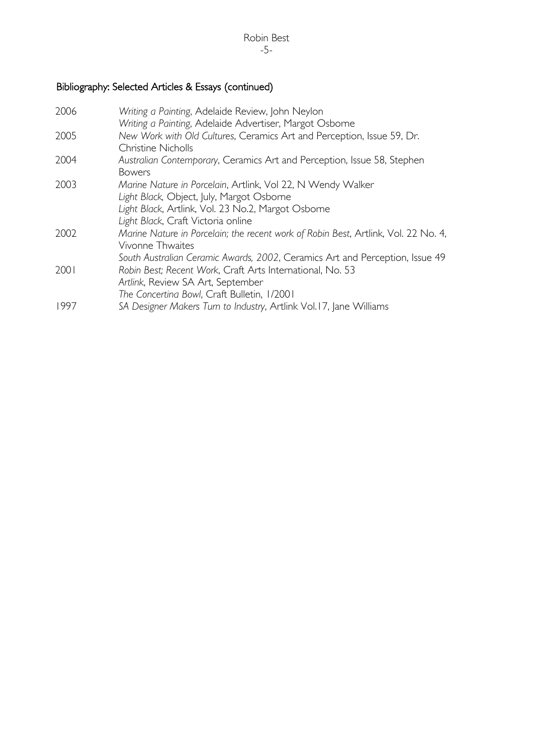## Bibliography: Selected Articles & Essays (continued)

| | |
|---|---|
| 2006 | *Writing a Painting*, Adelaide Review, John Neylon |
| | *Writing a Painting*, Adelaide Advertiser, Margot Osborne |
| 2005 | *New Work with Old Cultures*, Ceramics Art and Perception, Issue 59, Dr. Christine Nicholls |
| 2004 | *Australian Contemporary*, Ceramics Art and Perception, Issue 58, Stephen Bowers |
| 2003 | *Marine Nature in Porcelain*, Artlink, Vol 22, N Wendy Walker |
| | *Light Black,* Object, July, Margot Osborne |
| | *Light Black*, Artlink, Vol. 23 No.2, Margot Osborne |
| | *Light Black*, Craft Victoria online |
| 2002 | *Marine Nature in Porcelain; the recent work of Robin Best*, Artlink, Vol. 22 No. 4, Vivonne Thwaites |
| | *South Australian Ceramic Awards, 2002*, Ceramics Art and Perception, Issue 49 |
| 2001 | *Robin Best; Recent Work*, Craft Arts International, No. 53 |
| | *Artlink*, Review SA Art, September |
| | *The Concertina Bowl*, Craft Bulletin, 1/2001 |
| 1997 | *SA Designer Makers Turn to Industry*, Artlink Vol.17, Jane Williams |